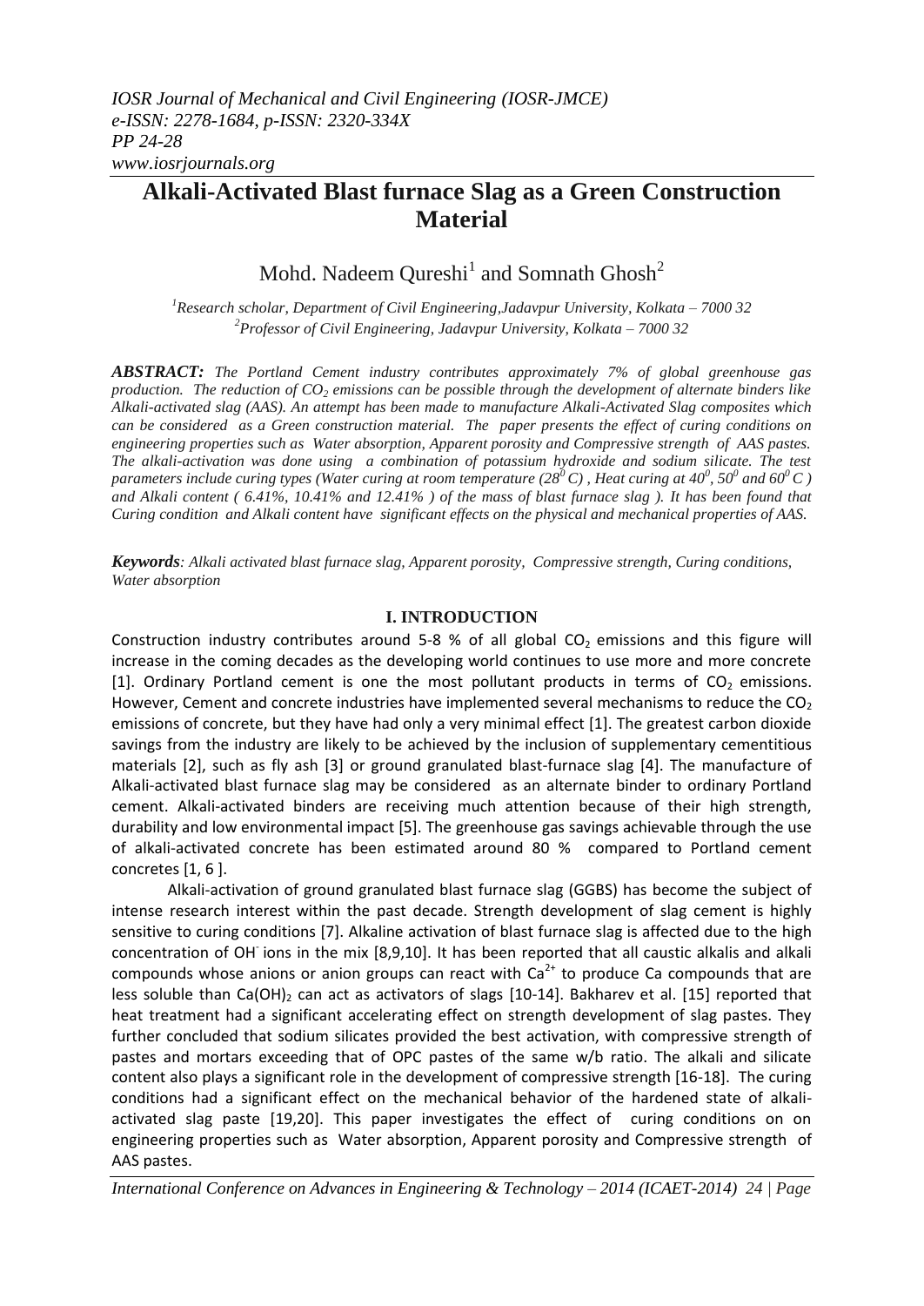# Alkali-Activated Blast furnace Slag as a Green Construction Material

Mohd. Nadeem Qureshi[1] and Somnath Ghosh[2]

[1]*Research scholar, Department of Civil Engineering,Jadavpur University, Kolkata – 7000 32*
[2]*Professor of Civil Engineering, Jadavpur University, Kolkata – 7000 32*

***ABSTRACT:*** *The Portland Cement industry contributes approximately 7% of global greenhouse gas production. The reduction of $CO_2$ emissions can be possible through the development of alternate binders like Alkali-activated slag (AAS). An attempt has been made to manufacture Alkali-Activated Slag composites which can be considered as a Green construction material. The paper presents the effect of curing conditions on engineering properties such as Water absorption, Apparent porosity and Compressive strength of AAS pastes. The alkali-activation was done using a combination of potassium hydroxide and sodium silicate. The test parameters include curing types (Water curing at room temperature ($28^0 C$) , Heat curing at $40^0$, $50^0$ and $60^0 C$ ) and Alkali content ( 6.41%, 10.41% and 12.41% ) of the mass of blast furnace slag ). It has been found that Curing condition and Alkali content have significant effects on the physical and mechanical properties of AAS.*

***Keywords****: Alkali activated blast furnace slag, Apparent porosity, Compressive strength, Curing conditions, Water absorption*

## I. INTRODUCTION

Construction industry contributes around 5-8 % of all global $CO_2$ emissions and this figure will increase in the coming decades as the developing world continues to use more and more concrete [1]. Ordinary Portland cement is one the most pollutant products in terms of $CO_2$ emissions. However, Cement and concrete industries have implemented several mechanisms to reduce the $CO_2$ emissions of concrete, but they have had only a very minimal effect [1]. The greatest carbon dioxide savings from the industry are likely to be achieved by the inclusion of supplementary cementitious materials [2], such as fly ash [3] or ground granulated blast-furnace slag [4]. The manufacture of Alkali-activated blast furnace slag may be considered as an alternate binder to ordinary Portland cement. Alkali-activated binders are receiving much attention because of their high strength, durability and low environmental impact [5]. The greenhouse gas savings achievable through the use of alkali-activated concrete has been estimated around 80 % compared to Portland cement concretes [1, 6 ].

Alkali-activation of ground granulated blast furnace slag (GGBS) has become the subject of intense research interest within the past decade. Strength development of slag cement is highly sensitive to curing conditions [7]. Alkaline activation of blast furnace slag is affected due to the high concentration of $OH^-$ ions in the mix [8,9,10]. It has been reported that all caustic alkalis and alkali compounds whose anions or anion groups can react with $Ca^{2+}$ to produce Ca compounds that are less soluble than $Ca(OH)_2$ can act as activators of slags [10-14]. Bakharev et al. [15] reported that heat treatment had a significant accelerating effect on strength development of slag pastes. They further concluded that sodium silicates provided the best activation, with compressive strength of pastes and mortars exceeding that of OPC pastes of the same w/b ratio. The alkali and silicate content also plays a significant role in the development of compressive strength [16-18]. The curing conditions had a significant effect on the mechanical behavior of the hardened state of alkali-activated slag paste [19,20]. This paper investigates the effect of curing conditions on on engineering properties such as Water absorption, Apparent porosity and Compressive strength of AAS pastes.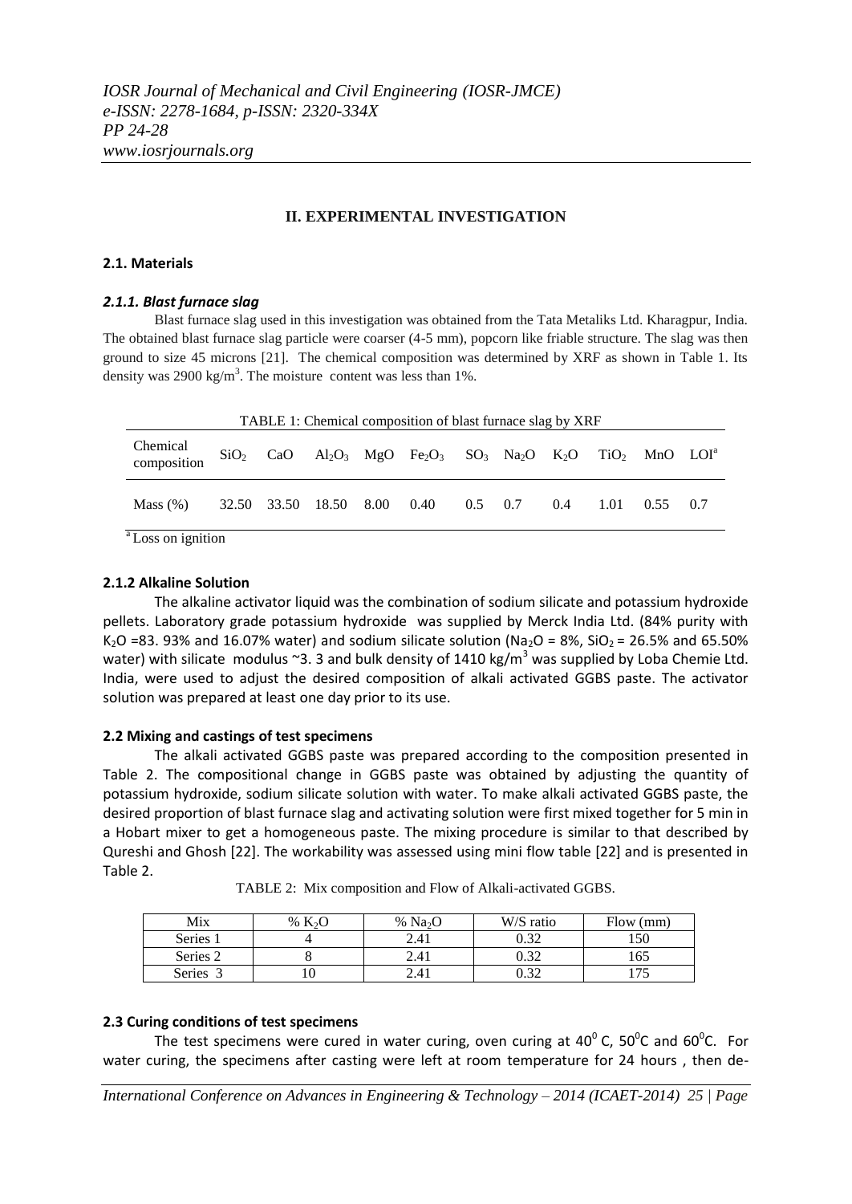## II. EXPERIMENTAL INVESTIGATION

### 2.1. Materials

#### *2.1.1. Blast furnace slag*

Blast furnace slag used in this investigation was obtained from the Tata Metaliks Ltd. Kharagpur, India. The obtained blast furnace slag particle were coarser (4-5 mm), popcorn like friable structure. The slag was then ground to size 45 microns [21]. The chemical composition was determined by XRF as shown in Table 1. Its density was 2900 kg/$m^3$. The moisture content was less than 1%.

TABLE 1: Chemical composition of blast furnace slag by XRF

| Chemical composition | $SiO_2$ | CaO | $Al_2O_3$ | MgO | $Fe_2O_3$ | $SO_3$ | $Na_2O$ | $K_2O$ | $TiO_2$ | MnO | LOI[a] |
|---|---|---|---|---|---|---|---|---|---|---|---|
| Mass (%) | 32.50 | 33.50 | 18.50 | 8.00 | 0.40 | 0.5 | 0.7 | 0.4 | 1.01 | 0.55 | 0.7 |

[a] Loss on ignition

#### 2.1.2 Alkaline Solution

The alkaline activator liquid was the combination of sodium silicate and potassium hydroxide pellets. Laboratory grade potassium hydroxide was supplied by Merck India Ltd. (84% purity with $K_2O$ =83. 93% and 16.07% water) and sodium silicate solution ($Na_2O$ = 8%, $SiO_2$ = 26.5% and 65.50% water) with silicate modulus ~3. 3 and bulk density of 1410 kg/$m^3$ was supplied by Loba Chemie Ltd. India, were used to adjust the desired composition of alkali activated GGBS paste. The activator solution was prepared at least one day prior to its use.

### 2.2 Mixing and castings of test specimens

The alkali activated GGBS paste was prepared according to the composition presented in Table 2. The compositional change in GGBS paste was obtained by adjusting the quantity of potassium hydroxide, sodium silicate solution with water. To make alkali activated GGBS paste, the desired proportion of blast furnace slag and activating solution were first mixed together for 5 min in a Hobart mixer to get a homogeneous paste. The mixing procedure is similar to that described by Qureshi and Ghosh [22]. The workability was assessed using mini flow table [22] and is presented in Table 2.

TABLE 2: Mix composition and Flow of Alkali-activated GGBS.

| Mix | % $K_2O$ | % $Na_2O$ | W/S ratio | Flow (mm) |
|---|---|---|---|---|
| Series 1 | 4 | 2.41 | 0.32 | 150 |
| Series 2 | 8 | 2.41 | 0.32 | 165 |
| Series 3 | 10 | 2.41 | 0.32 | 175 |

### 2.3 Curing conditions of test specimens

The test specimens were cured in water curing, oven curing at $40^0$ C, $50^0$C and $60^0$C. For water curing, the specimens after casting were left at room temperature for 24 hours , then de-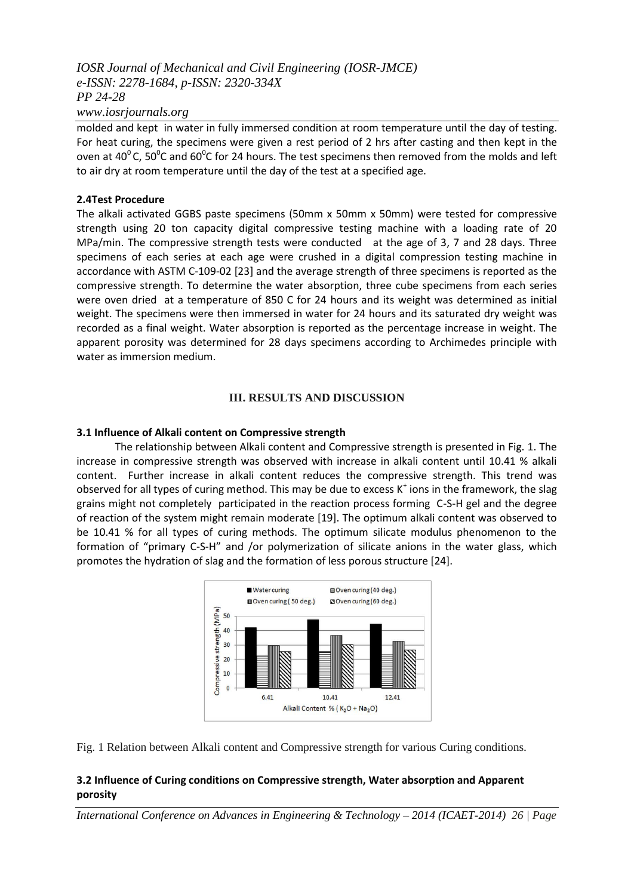molded and kept in water in fully immersed condition at room temperature until the day of testing. For heat curing, the specimens were given a rest period of 2 hrs after casting and then kept in the oven at $40^0$ C, $50^0$C and $60^0$C for 24 hours. The test specimens then removed from the molds and left to air dry at room temperature until the day of the test at a specified age.

**2.4Test Procedure**

The alkali activated GGBS paste specimens (50mm x 50mm x 50mm) were tested for compressive strength using 20 ton capacity digital compressive testing machine with a loading rate of 20 MPa/min. The compressive strength tests were conducted at the age of 3, 7 and 28 days. Three specimens of each series at each age were crushed in a digital compression testing machine in accordance with ASTM C-109-02 [23] and the average strength of three specimens is reported as the compressive strength. To determine the water absorption, three cube specimens from each series were oven dried at a temperature of 850 C for 24 hours and its weight was determined as initial weight. The specimens were then immersed in water for 24 hours and its saturated dry weight was recorded as a final weight. Water absorption is reported as the percentage increase in weight. The apparent porosity was determined for 28 days specimens according to Archimedes principle with water as immersion medium.

## III. RESULTS AND DISCUSSION

**3.1 Influence of Alkali content on Compressive strength**

The relationship between Alkali content and Compressive strength is presented in Fig. 1. The increase in compressive strength was observed with increase in alkali content until 10.41 % alkali content. Further increase in alkali content reduces the compressive strength. This trend was observed for all types of curing method. This may be due to excess $K^+$ ions in the framework, the slag grains might not completely participated in the reaction process forming C-S-H gel and the degree of reaction of the system might remain moderate [19]. The optimum alkali content was observed to be 10.41 % for all types of curing methods. The optimum silicate modulus phenomenon to the formation of "primary C-S-H" and /or polymerization of silicate anions in the water glass, which promotes the hydration of slag and the formation of less porous structure [24].

Fig. 1 Relation between Alkali content and Compressive strength for various Curing conditions.

**3.2 Influence of Curing conditions on Compressive strength, Water absorption and Apparent porosity**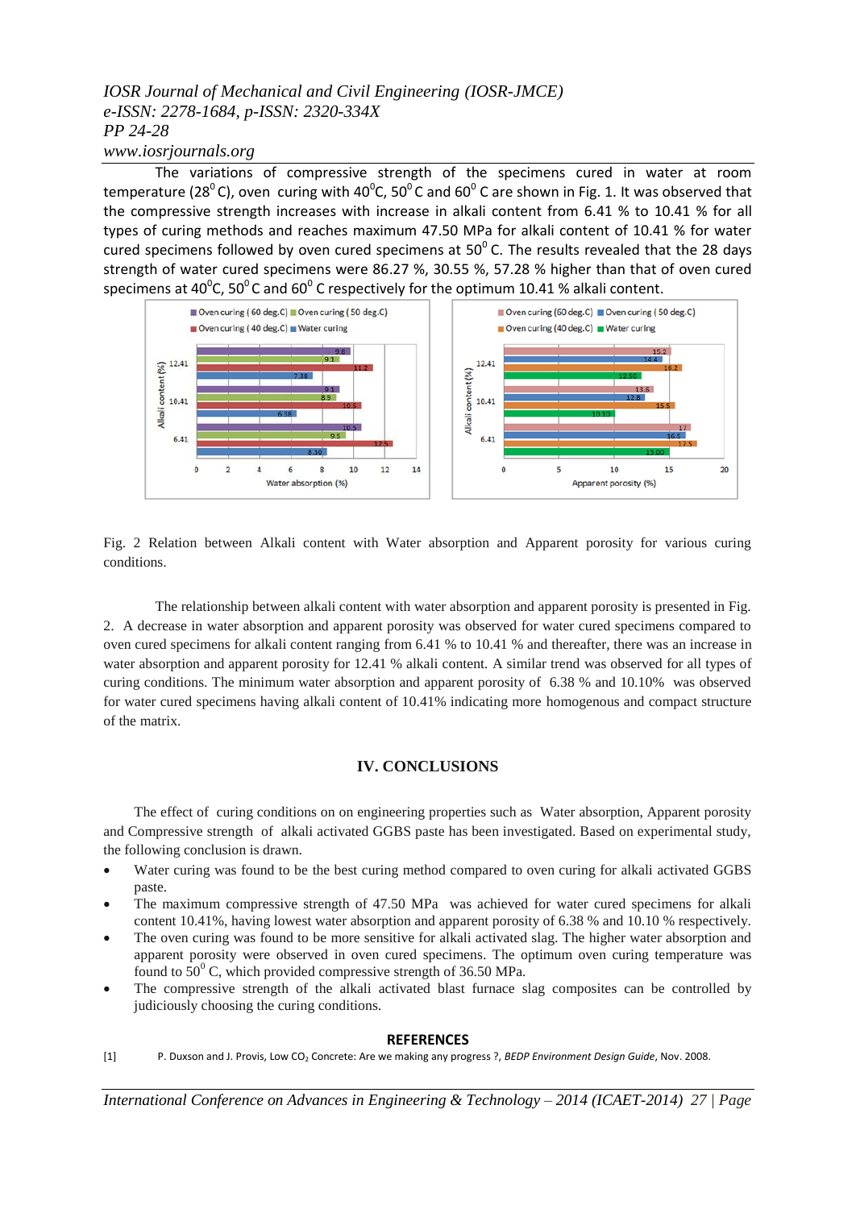The variations of compressive strength of the specimens cured in water at room temperature (28$^0$C), oven curing with 40$^0$C, 50$^0$C and 60$^0$C are shown in Fig. 1. It was observed that the compressive strength increases with increase in alkali content from 6.41 % to 10.41 % for all types of curing methods and reaches maximum 47.50 MPa for alkali content of 10.41 % for water cured specimens followed by oven cured specimens at 50$^0$C. The results revealed that the 28 days strength of water cured specimens were 86.27 %, 30.55 %, 57.28 % higher than that of oven cured specimens at 40$^0$C, 50$^0$C and 60$^0$C respectively for the optimum 10.41 % alkali content.

Fig. 2 Relation between Alkali content with Water absorption and Apparent porosity for various curing conditions.

The relationship between alkali content with water absorption and apparent porosity is presented in Fig. 2. A decrease in water absorption and apparent porosity was observed for water cured specimens compared to oven cured specimens for alkali content ranging from 6.41 % to 10.41 % and thereafter, there was an increase in water absorption and apparent porosity for 12.41 % alkali content. A similar trend was observed for all types of curing conditions. The minimum water absorption and apparent porosity of 6.38 % and 10.10% was observed for water cured specimens having alkali content of 10.41% indicating more homogenous and compact structure of the matrix.

## IV. CONCLUSIONS

The effect of curing conditions on on engineering properties such as Water absorption, Apparent porosity and Compressive strength of alkali activated GGBS paste has been investigated. Based on experimental study, the following conclusion is drawn.

- Water curing was found to be the best curing method compared to oven curing for alkali activated GGBS paste.
- The maximum compressive strength of 47.50 MPa was achieved for water cured specimens for alkali content 10.41%, having lowest water absorption and apparent porosity of 6.38 % and 10.10 % respectively.
- The oven curing was found to be more sensitive for alkali activated slag. The higher water absorption and apparent porosity were observed in oven cured specimens. The optimum oven curing temperature was found to 50$^0$C, which provided compressive strength of 36.50 MPa.
- The compressive strength of the alkali activated blast furnace slag composites can be controlled by judiciously choosing the curing conditions.

## REFERENCES

[1] P. Duxson and J. Provis, Low $CO_2$ Concrete: Are we making any progress ?, *BEDP Environment Design Guide*, Nov. 2008.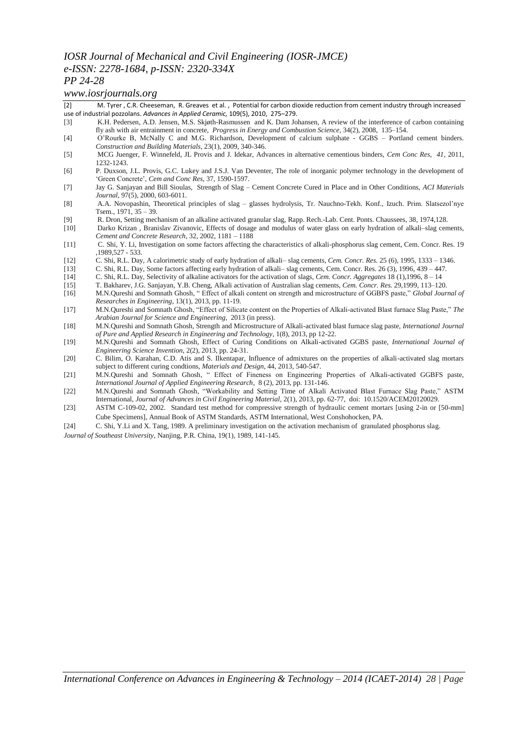[2] M. Tyrer , C.R. Cheeseman, R. Greaves et al. , Potential for carbon dioxide reduction from cement industry through increased use of industrial pozzolans. *Advances in Applied Ceramic,* 109(5), 2010, 275–279.

[3] K.H. Pedersen, A.D. Jensen, M.S. Skjøth-Rasmussen and K. Dam Johansen, A review of the interference of carbon containing fly ash with air entrainment in concrete, *Progress in Energy and Combustion Science*, 34(2), 2008, 135–154.

[4] O'Rourke B, McNally C and M.G. Richardson, Development of calcium sulphate - GGBS – Portland cement binders. *Construction and Building Materials*, 23(1), 2009, 340-346.

[5] MCG Juenger, F. Winnefeld, JL Provis and J. Idekar, Advances in alternative cementious binders, *Cem Conc Res, 41*, 2011, 1232-1243.

[6] P. Duxson, J.L. Provis, G.C. Lukey and J.S.J. Van Deventer, The role of inorganic polymer technology in the development of 'Green Concrete', *Cem and Conc Res*, 37, 1590-1597.

[7] Jay G. Sanjayan and Bill Sioulas, Strength of Slag – Cement Concrete Cured in Place and in Other Conditions, *ACI Materials Journal*, 97(5), 2000, 603-6011.

[8] A.A. Novopashin, Theoretical principles of slag – glasses hydrolysis, Tr. Nauchno-Tekh. Konf., Izuch. Prim. Slatsezol'nye Tsem., 1971, 35 – 39.

[9] R. Dron, Setting mechanism of an alkaline activated granular slag, Rapp. Rech.-Lab. Cent. Ponts. Chaussees, 38, 1974,128.

[10] Darko Krizan , Branislav Zivanovic, Effects of dosage and modulus of water glass on early hydration of alkali–slag cements, *Cement and Concrete Research*, 32, 2002, 1181 – 1188

[11] C. Shi, Y. Li, Investigation on some factors affecting the characteristics of alkali-phosphorus slag cement, Cem. Concr. Res. 19 ,1989,527 - 533.

[12] C. Shi, R.L. Day, A calorimetric study of early hydration of alkali– slag cements, *Cem. Concr. Res.* 25 (6), 1995, 1333 – 1346.

[13] C. Shi, R.L. Day, Some factors affecting early hydration of alkali– slag cements, Cem. Concr. Res. 26 (3), 1996, 439 – 447.

[14] C. Shi, R.L. Day, Selectivity of alkaline activators for the activation of slags, *Cem. Concr. Aggregates* 18 (1),1996, 8 – 14

[15] T. Bakharev, J.G. Sanjayan, Y.B. Cheng, Alkali activation of Australian slag cements, *Cem. Concr. Res.* 29,1999, 113–120.

[16] M.N.Qureshi and Somnath Ghosh, " Effect of alkali content on strength and microstructure of GGBFS paste," *Global Journal of Researches in Engineering*, 13(1), 2013, pp. 11-19.

[17] M.N.Qureshi and Somnath Ghosh, "Effect of Silicate content on the Properties of Alkali-activated Blast furnace Slag Paste," *The Arabian Journal for Science and Engineering*, 2013 (in press).

[18] M.N.Qureshi and Somnath Ghosh, Strength and Microstructure of Alkali-activated blast furnace slag paste, *International Journal of Pure and Applied Research in Engineering and Technology*, 1(8), 2013, pp 12-22.

[19] M.N.Qureshi and Somnath Ghosh, Effect of Curing Conditions on Alkali-activated GGBS paste, *International Journal of Engineering Science Invention*, 2(2), 2013, pp. 24-31.

[20] C. Bilim, O. Karahan, C.D. Atis and S. Ilkentapar, Influence of admixtures on the properties of alkali-activated slag mortars subject to different curing condtions, *Materials and Design*, 44, 2013, 540-547.

[21] M.N.Qureshi and Somnath Ghosh, " Effect of Fineness on Engineering Properties of Alkali-activated GGBFS paste, *International Journal of Applied Engineering Research*, 8 (2), 2013, pp. 131-146.

[22] M.N.Qureshi and Somnath Ghosh, "Workability and Setting Time of Alkali Activated Blast Furnace Slag Paste," ASTM International, *Journal of Advances in Civil Engineering Material*, 2(1), 2013, pp. 62-77, doi: 10.1520/ACEM20120029.

[23] ASTM C-109-02, 2002. Standard test method for compressive strength of hydraulic cement mortars [using 2-in or [50-mm] Cube Specimens], Annual Book of ASTM Standards, ASTM International, West Conshohocken, PA.

[24] C. Shi, Y.Li and X. Tang, 1989. A preliminary investigation on the activation mechanism of granulated phosphorus slag. *Journal of Southeast University*, Nanjing, P.R. China, 19(1), 1989, 141-145.